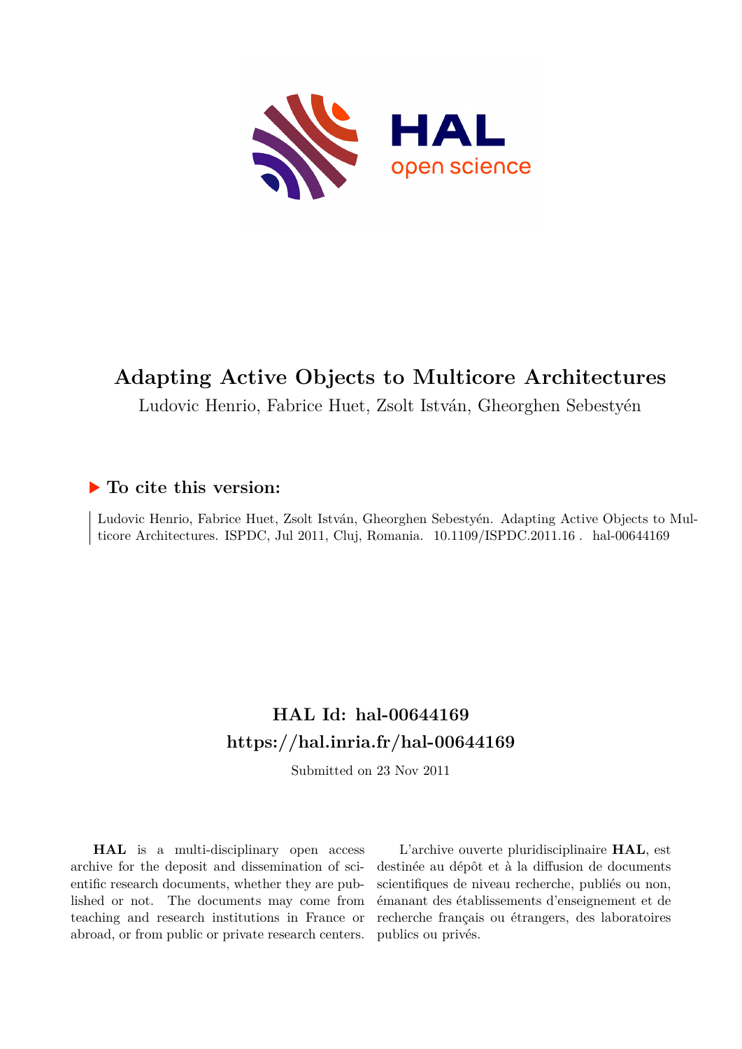# Adapting Active Objects to Multicore Architectures

Ludovic Henrio, Fabrice Huet, Zsolt István, Gheorghen Sebestyén

## ▶ To cite this version:

Ludovic Henrio, Fabrice Huet, Zsolt István, Gheorghen Sebestyén. Adapting Active Objects to Multicore Architectures. ISPDC, Jul 2011, Cluj, Romania. 10.1109/ISPDC.2011.16 . hal-00644169

## HAL Id: hal-00644169
## https://hal.inria.fr/hal-00644169

Submitted on 23 Nov 2011

**HAL** is a multi-disciplinary open access archive for the deposit and dissemination of scientific research documents, whether they are published or not. The documents may come from teaching and research institutions in France or abroad, or from public or private research centers.

L'archive ouverte pluridisciplinaire **HAL**, est destinée au dépôt et à la diffusion de documents scientifiques de niveau recherche, publiés ou non, émanant des établissements d'enseignement et de recherche français ou étrangers, des laboratoires publics ou privés.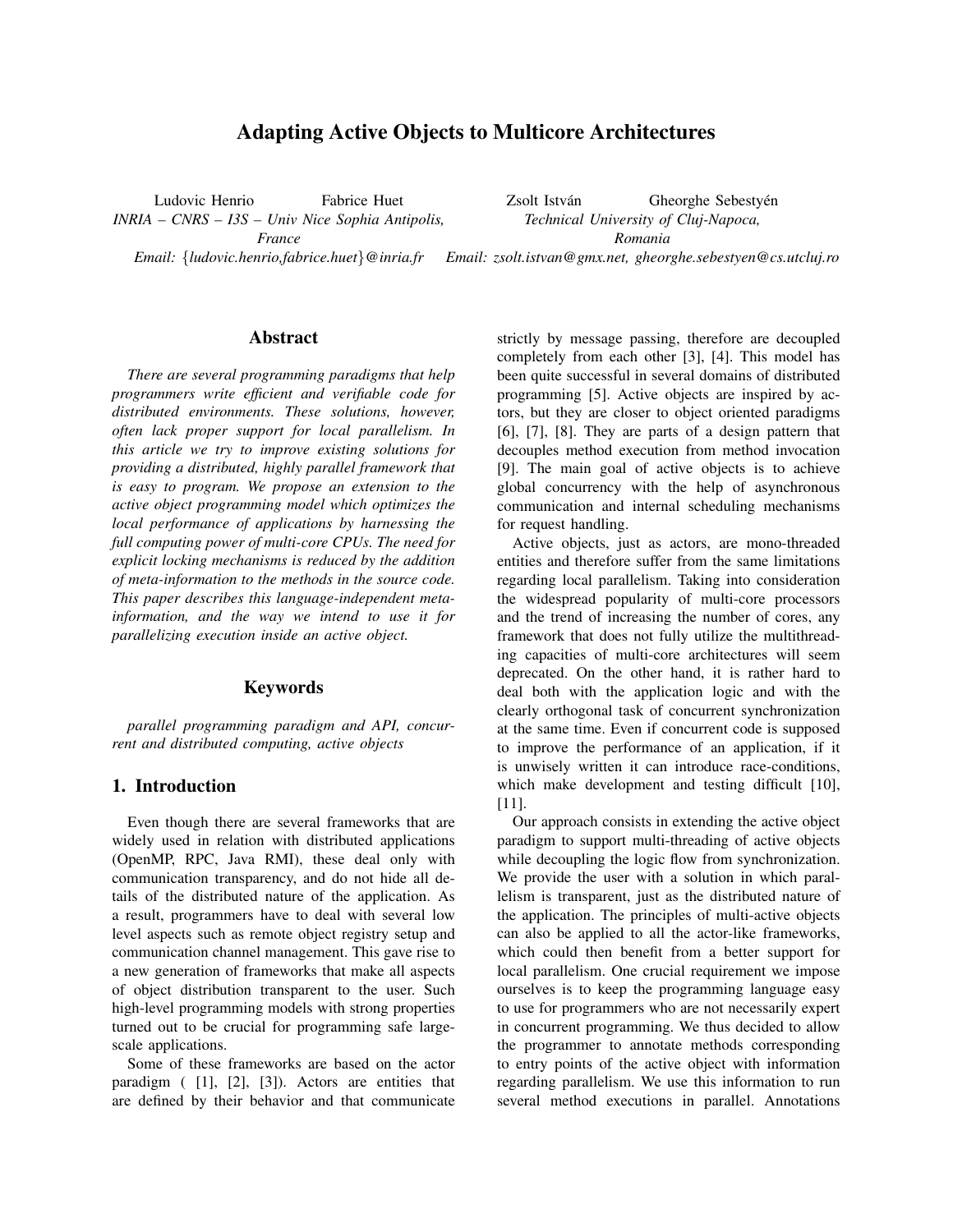# Adapting Active Objects to Multicore Architectures

Ludovic Henrio Fabrice Huet
*INRIA – CNRS – I3S – Univ Nice Sophia Antipolis, France*
*Email: {ludovic.henrio,fabrice.huet}@inria.fr*

Zsolt István Gheorghe Sebestyén
*Technical University of Cluj-Napoca, Romania*
*Email: zsolt.istvan@gmx.net, gheorghe.sebestyen@cs.utcluj.ro*

## Abstract

*There are several programming paradigms that help programmers write efficient and verifiable code for distributed environments. These solutions, however, often lack proper support for local parallelism. In this article we try to improve existing solutions for providing a distributed, highly parallel framework that is easy to program. We propose an extension to the active object programming model which optimizes the local performance of applications by harnessing the full computing power of multi-core CPUs. The need for explicit locking mechanisms is reduced by the addition of meta-information to the methods in the source code. This paper describes this language-independent meta-information, and the way we intend to use it for parallelizing execution inside an active object.*

## Keywords

*parallel programming paradigm and API, concurrent and distributed computing, active objects*

## 1. Introduction

Even though there are several frameworks that are widely used in relation with distributed applications (OpenMP, RPC, Java RMI), these deal only with communication transparency, and do not hide all details of the distributed nature of the application. As a result, programmers have to deal with several low level aspects such as remote object registry setup and communication channel management. This gave rise to a new generation of frameworks that make all aspects of object distribution transparent to the user. Such high-level programming models with strong properties turned out to be crucial for programming safe large-scale applications.

Some of these frameworks are based on the actor paradigm ( [1], [2], [3]). Actors are entities that are defined by their behavior and that communicate strictly by message passing, therefore are decoupled completely from each other [3], [4]. This model has been quite successful in several domains of distributed programming [5]. Active objects are inspired by actors, but they are closer to object oriented paradigms [6], [7], [8]. They are parts of a design pattern that decouples method execution from method invocation [9]. The main goal of active objects is to achieve global concurrency with the help of asynchronous communication and internal scheduling mechanisms for request handling.

Active objects, just as actors, are mono-threaded entities and therefore suffer from the same limitations regarding local parallelism. Taking into consideration the widespread popularity of multi-core processors and the trend of increasing the number of cores, any framework that does not fully utilize the multithreading capacities of multi-core architectures will seem deprecated. On the other hand, it is rather hard to deal both with the application logic and with the clearly orthogonal task of concurrent synchronization at the same time. Even if concurrent code is supposed to improve the performance of an application, if it is unwisely written it can introduce race-conditions, which make development and testing difficult [10], [11].

Our approach consists in extending the active object paradigm to support multi-threading of active objects while decoupling the logic flow from synchronization. We provide the user with a solution in which parallelism is transparent, just as the distributed nature of the application. The principles of multi-active objects can also be applied to all the actor-like frameworks, which could then benefit from a better support for local parallelism. One crucial requirement we impose ourselves is to keep the programming language easy to use for programmers who are not necessarily expert in concurrent programming. We thus decided to allow the programmer to annotate methods corresponding to entry points of the active object with information regarding parallelism. We use this information to run several method executions in parallel. Annotations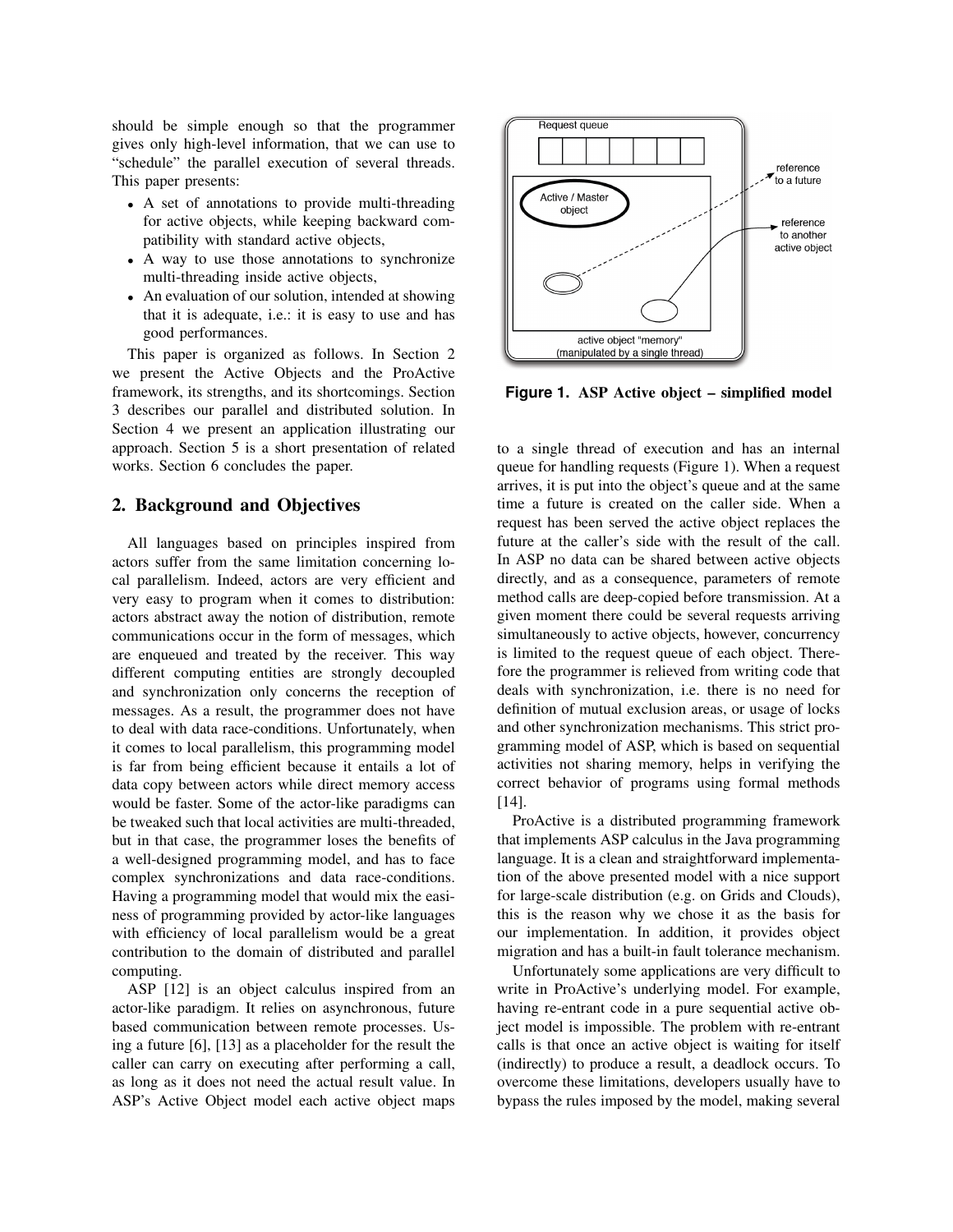should be simple enough so that the programmer gives only high-level information, that we can use to "schedule" the parallel execution of several threads. This paper presents:

- A set of annotations to provide multi-threading for active objects, while keeping backward compatibility with standard active objects,
- A way to use those annotations to synchronize multi-threading inside active objects,
- An evaluation of our solution, intended at showing that it is adequate, i.e.: it is easy to use and has good performances.

This paper is organized as follows. In Section 2 we present the Active Objects and the ProActive framework, its strengths, and its shortcomings. Section 3 describes our parallel and distributed solution. In Section 4 we present an application illustrating our approach. Section 5 is a short presentation of related works. Section 6 concludes the paper.

## 2. Background and Objectives

All languages based on principles inspired from actors suffer from the same limitation concerning local parallelism. Indeed, actors are very efficient and very easy to program when it comes to distribution: actors abstract away the notion of distribution, remote communications occur in the form of messages, which are enqueued and treated by the receiver. This way different computing entities are strongly decoupled and synchronization only concerns the reception of messages. As a result, the programmer does not have to deal with data race-conditions. Unfortunately, when it comes to local parallelism, this programming model is far from being efficient because it entails a lot of data copy between actors while direct memory access would be faster. Some of the actor-like paradigms can be tweaked such that local activities are multi-threaded, but in that case, the programmer loses the benefits of a well-designed programming model, and has to face complex synchronizations and data race-conditions. Having a programming model that would mix the easiness of programming provided by actor-like languages with efficiency of local parallelism would be a great contribution to the domain of distributed and parallel computing.

ASP [12] is an object calculus inspired from an actor-like paradigm. It relies on asynchronous, future based communication between remote processes. Using a future [6], [13] as a placeholder for the result the caller can carry on executing after performing a call, as long as it does not need the actual result value. In ASP's Active Object model each active object maps to a single thread of execution and has an internal queue for handling requests (Figure 1). When a request arrives, it is put into the object's queue and at the same time a future is created on the caller side. When a request has been served the active object replaces the future at the caller's side with the result of the call. In ASP no data can be shared between active objects directly, and as a consequence, parameters of remote method calls are deep-copied before transmission. At a given moment there could be several requests arriving simultaneously to active objects, however, concurrency is limited to the request queue of each object. Therefore the programmer is relieved from writing code that deals with synchronization, i.e. there is no need for definition of mutual exclusion areas, or usage of locks and other synchronization mechanisms. This strict programming model of ASP, which is based on sequential activities not sharing memory, helps in verifying the correct behavior of programs using formal methods [14].

Request queue

Active / Master object

reference to a future

reference to another active object

active object "memory" (manipulated by a single thread)

**Figure 1. ASP Active object – simplified model**

ProActive is a distributed programming framework that implements ASP calculus in the Java programming language. It is a clean and straightforward implementation of the above presented model with a nice support for large-scale distribution (e.g. on Grids and Clouds), this is the reason why we chose it as the basis for our implementation. In addition, it provides object migration and has a built-in fault tolerance mechanism.

Unfortunately some applications are very difficult to write in ProActive's underlying model. For example, having re-entrant code in a pure sequential active object model is impossible. The problem with re-entrant calls is that once an active object is waiting for itself (indirectly) to produce a result, a deadlock occurs. To overcome these limitations, developers usually have to bypass the rules imposed by the model, making several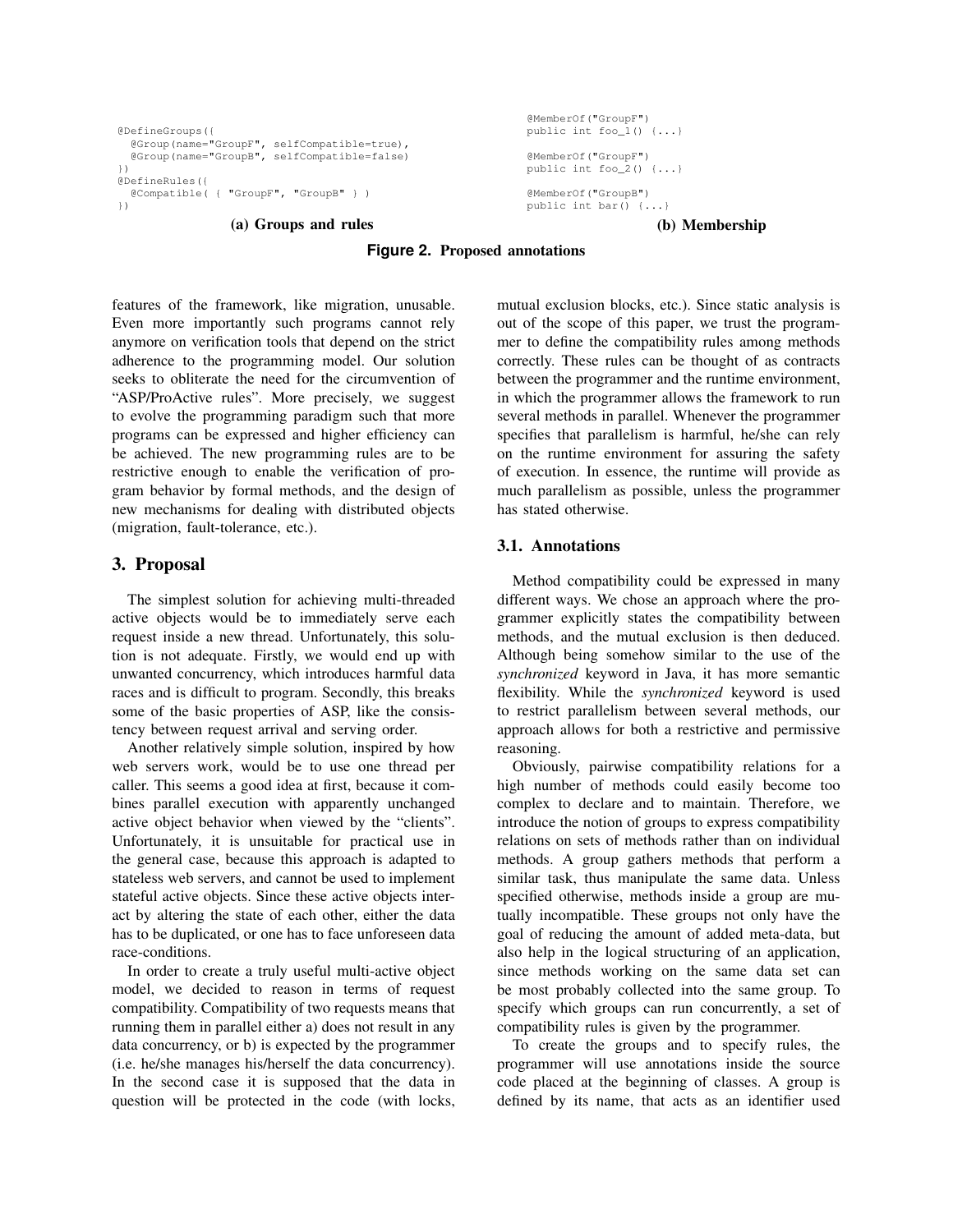```
@DefineGroups({
  @Group(name="GroupF", selfCompatible=true),
  @Group(name="GroupB", selfCompatible=false)
})
@DefineRules({
  @Compatible( { "GroupF", "GroupB" } )
})
```

**(a) Groups and rules**

```
@MemberOf("GroupF")
public int foo_1() {...}

@MemberOf("GroupF")
public int foo_2() {...}

@MemberOf("GroupB")
public int bar() {...}
```

**(b) Membership**

**Figure 2. Proposed annotations**

features of the framework, like migration, unusable. Even more importantly such programs cannot rely anymore on verification tools that depend on the strict adherence to the programming model. Our solution seeks to obliterate the need for the circumvention of "ASP/ProActive rules". More precisely, we suggest to evolve the programming paradigm such that more programs can be expressed and higher efficiency can be achieved. The new programming rules are to be restrictive enough to enable the verification of program behavior by formal methods, and the design of new mechanisms for dealing with distributed objects (migration, fault-tolerance, etc.).

## 3. Proposal

The simplest solution for achieving multi-threaded active objects would be to immediately serve each request inside a new thread. Unfortunately, this solution is not adequate. Firstly, we would end up with unwanted concurrency, which introduces harmful data races and is difficult to program. Secondly, this breaks some of the basic properties of ASP, like the consistency between request arrival and serving order.

Another relatively simple solution, inspired by how web servers work, would be to use one thread per caller. This seems a good idea at first, because it combines parallel execution with apparently unchanged active object behavior when viewed by the "clients". Unfortunately, it is unsuitable for practical use in the general case, because this approach is adapted to stateless web servers, and cannot be used to implement stateful active objects. Since these active objects interact by altering the state of each other, either the data has to be duplicated, or one has to face unforeseen data race-conditions.

In order to create a truly useful multi-active object model, we decided to reason in terms of request compatibility. Compatibility of two requests means that running them in parallel either a) does not result in any data concurrency, or b) is expected by the programmer (i.e. he/she manages his/herself the data concurrency). In the second case it is supposed that the data in question will be protected in the code (with locks, mutual exclusion blocks, etc.). Since static analysis is out of the scope of this paper, we trust the programmer to define the compatibility rules among methods correctly. These rules can be thought of as contracts between the programmer and the runtime environment, in which the programmer allows the framework to run several methods in parallel. Whenever the programmer specifies that parallelism is harmful, he/she can rely on the runtime environment for assuring the safety of execution. In essence, the runtime will provide as much parallelism as possible, unless the programmer has stated otherwise.

### 3.1. Annotations

Method compatibility could be expressed in many different ways. We chose an approach where the programmer explicitly states the compatibility between methods, and the mutual exclusion is then deduced. Although being somehow similar to the use of the *synchronized* keyword in Java, it has more semantic flexibility. While the *synchronized* keyword is used to restrict parallelism between several methods, our approach allows for both a restrictive and permissive reasoning.

Obviously, pairwise compatibility relations for a high number of methods could easily become too complex to declare and to maintain. Therefore, we introduce the notion of groups to express compatibility relations on sets of methods rather than on individual methods. A group gathers methods that perform a similar task, thus manipulate the same data. Unless specified otherwise, methods inside a group are mutually incompatible. These groups not only have the goal of reducing the amount of added meta-data, but also help in the logical structuring of an application, since methods working on the same data set can be most probably collected into the same group. To specify which groups can run concurrently, a set of compatibility rules is given by the programmer.

To create the groups and to specify rules, the programmer will use annotations inside the source code placed at the beginning of classes. A group is defined by its name, that acts as an identifier used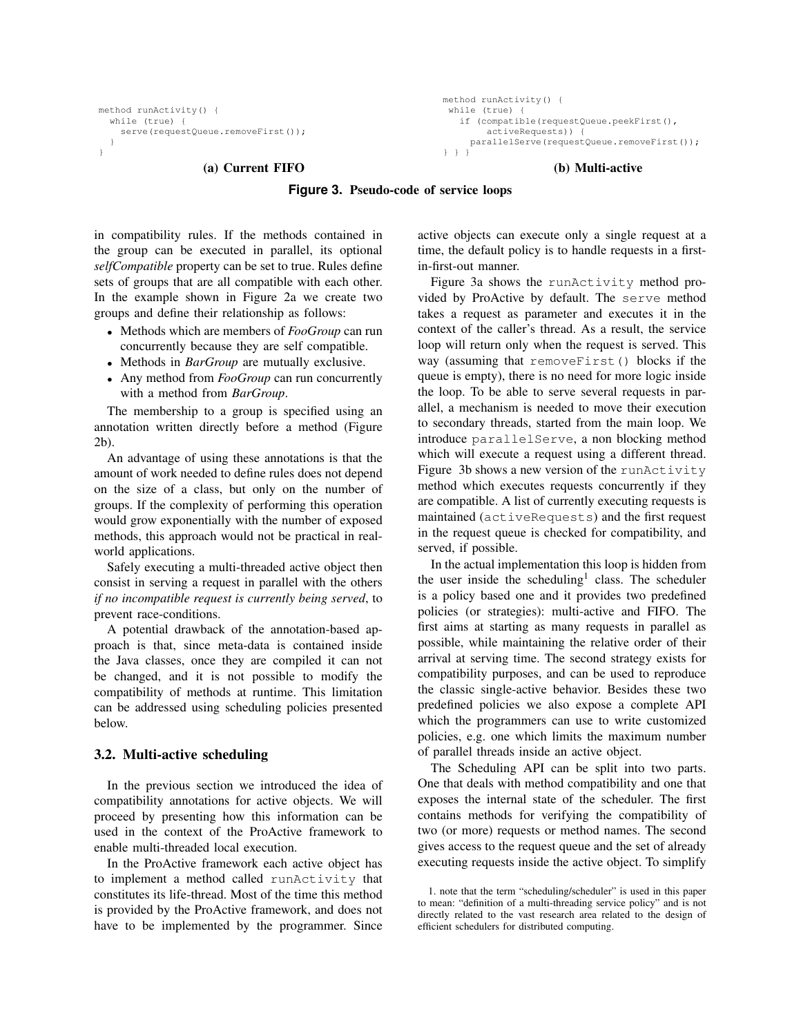```
method runActivity() {
  while (true) {
    serve(requestQueue.removeFirst());
  }
}
```

**(a) Current FIFO**

```
method runActivity() {
 while (true) {
   if (compatible(requestQueue.peekFirst(),
        activeRequests)) {
     parallelServe(requestQueue.removeFirst());
} } }
```

**(b) Multi-active**

**Figure 3. Pseudo-code of service loops**

in compatibility rules. If the methods contained in the group can be executed in parallel, its optional *selfCompatible* property can be set to true. Rules define sets of groups that are all compatible with each other. In the example shown in Figure 2a we create two groups and define their relationship as follows:

- Methods which are members of *FooGroup* can run concurrently because they are self compatible.
- Methods in *BarGroup* are mutually exclusive.
- Any method from *FooGroup* can run concurrently with a method from *BarGroup*.

The membership to a group is specified using an annotation written directly before a method (Figure 2b).

An advantage of using these annotations is that the amount of work needed to define rules does not depend on the size of a class, but only on the number of groups. If the complexity of performing this operation would grow exponentially with the number of exposed methods, this approach would not be practical in real-world applications.

Safely executing a multi-threaded active object then consist in serving a request in parallel with the others *if no incompatible request is currently being served*, to prevent race-conditions.

A potential drawback of the annotation-based approach is that, since meta-data is contained inside the Java classes, once they are compiled it can not be changed, and it is not possible to modify the compatibility of methods at runtime. This limitation can be addressed using scheduling policies presented below.

### 3.2. Multi-active scheduling

In the previous section we introduced the idea of compatibility annotations for active objects. We will proceed by presenting how this information can be used in the context of the ProActive framework to enable multi-threaded local execution.

In the ProActive framework each active object has to implement a method called `runActivity` that constitutes its life-thread. Most of the time this method is provided by the ProActive framework, and does not have to be implemented by the programmer. Since active objects can execute only a single request at a time, the default policy is to handle requests in a first-in-first-out manner.

Figure 3a shows the `runActivity` method provided by ProActive by default. The `serve` method takes a request as parameter and executes it in the context of the caller's thread. As a result, the service loop will return only when the request is served. This way (assuming that `removeFirst()` blocks if the queue is empty), there is no need for more logic inside the loop. To be able to serve several requests in parallel, a mechanism is needed to move their execution to secondary threads, started from the main loop. We introduce `parallelServe`, a non blocking method which will execute a request using a different thread. Figure 3b shows a new version of the `runActivity` method which executes requests concurrently if they are compatible. A list of currently executing requests is maintained (`activeRequests`) and the first request in the request queue is checked for compatibility, and served, if possible.

In the actual implementation this loop is hidden from the user inside the scheduling[1] class. The scheduler is a policy based one and it provides two predefined policies (or strategies): multi-active and FIFO. The first aims at starting as many requests in parallel as possible, while maintaining the relative order of their arrival at serving time. The second strategy exists for compatibility purposes, and can be used to reproduce the classic single-active behavior. Besides these two predefined policies we also expose a complete API which the programmers can use to write customized policies, e.g. one which limits the maximum number of parallel threads inside an active object.

The Scheduling API can be split into two parts. One that deals with method compatibility and one that exposes the internal state of the scheduler. The first contains methods for verifying the compatibility of two (or more) requests or method names. The second gives access to the request queue and the set of already executing requests inside the active object. To simplify

1. note that the term "scheduling/scheduler" is used in this paper to mean: "definition of a multi-threading service policy" and is not directly related to the vast research area related to the design of efficient schedulers for distributed computing.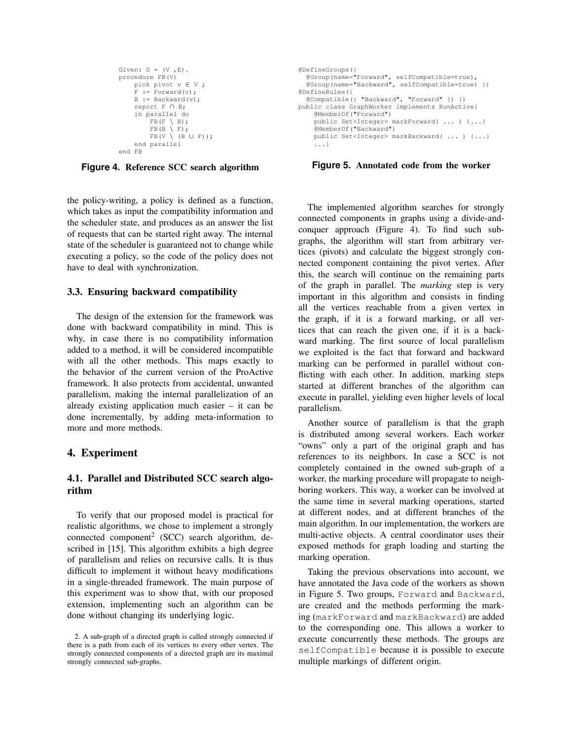```
Given: G = (V ,E).
procedure FB(V)
    pick pivot v ∈ V ;
    F := Forward(v);
    B := Backward(v);
    report F ∩ B;
    in parallel do
        FB(F \ B);
        FB(B \ F);
        FB(V \ (B ∪ F));
    end parallel
end FB
```

**Figure 4. Reference SCC search algorithm**

```
@DefineGroups({
  @Group(name="Forward", selfCompatible=true),
  @Group(name="Backward", selfCompatible=true) })
@DefineRules({
  @Compatible({ "Backward", "Forward" }) })
public class GraphWorker implements RunActive{
    @MemberOf("Forward")
    public Set<Integer> markForward( ... ) {...}
    @MemberOf("Backward")
    public Set<Integer> markBackward( ... ) {...}
    ...}
```

**Figure 5. Annotated code from the worker**

the policy-writing, a policy is defined as a function, which takes as input the compatibility information and the scheduler state, and produces as an answer the list of requests that can be started right away. The internal state of the scheduler is guaranteed not to change while executing a policy, so the code of the policy does not have to deal with synchronization.

### 3.3. Ensuring backward compatibility

The design of the extension for the framework was done with backward compatibility in mind. This is why, in case there is no compatibility information added to a method, it will be considered incompatible with all the other methods. This maps exactly to the behavior of the current version of the ProActive framework. It also protects from accidental, unwanted parallelism, making the internal parallelization of an already existing application much easier – it can be done incrementally, by adding meta-information to more and more methods.

## 4. Experiment

### 4.1. Parallel and Distributed SCC search algorithm

To verify that our proposed model is practical for realistic algorithms, we chose to implement a strongly connected component[2] (SCC) search algorithm, described in [15]. This algorithm exhibits a high degree of parallelism and relies on recursive calls. It is thus difficult to implement it without heavy modifications in a single-threaded framework. The main purpose of this experiment was to show that, with our proposed extension, implementing such an algorithm can be done without changing its underlying logic.

2. A sub-graph of a directed graph is called strongly connected if there is a path from each of its vertices to every other vertex. The strongly connected components of a directed graph are its maximal strongly connected sub-graphs.

The implemented algorithm searches for strongly connected components in graphs using a divide-and-conquer approach (Figure 4). To find such subgraphs, the algorithm will start from arbitrary vertices (pivots) and calculate the biggest strongly connected component containing the pivot vertex. After this, the search will continue on the remaining parts of the graph in parallel. The *marking* step is very important in this algorithm and consists in finding all the vertices reachable from a given vertex in the graph, if it is a forward marking, or all vertices that can reach the given one, if it is a backward marking. The first source of local parallelism we exploited is the fact that forward and backward marking can be performed in parallel without conflicting with each other. In addition, marking steps started at different branches of the algorithm can execute in parallel, yielding even higher levels of local parallelism.

Another source of parallelism is that the graph is distributed among several workers. Each worker "owns" only a part of the original graph and has references to its neighbors. In case a SCC is not completely contained in the owned sub-graph of a worker, the marking procedure will propagate to neighboring workers. This way, a worker can be involved at the same time in several marking operations, started at different nodes, and at different branches of the main algorithm. In our implementation, the workers are multi-active objects. A central coordinator uses their exposed methods for graph loading and starting the marking operation.

Taking the previous observations into account, we have annotated the Java code of the workers as shown in Figure 5. Two groups, `Forward` and `Backward`, are created and the methods performing the marking (`markForward` and `markBackward`) are added to the corresponding one. This allows a worker to execute concurrently these methods. The groups are `selfCompatible` because it is possible to execute multiple markings of different origin.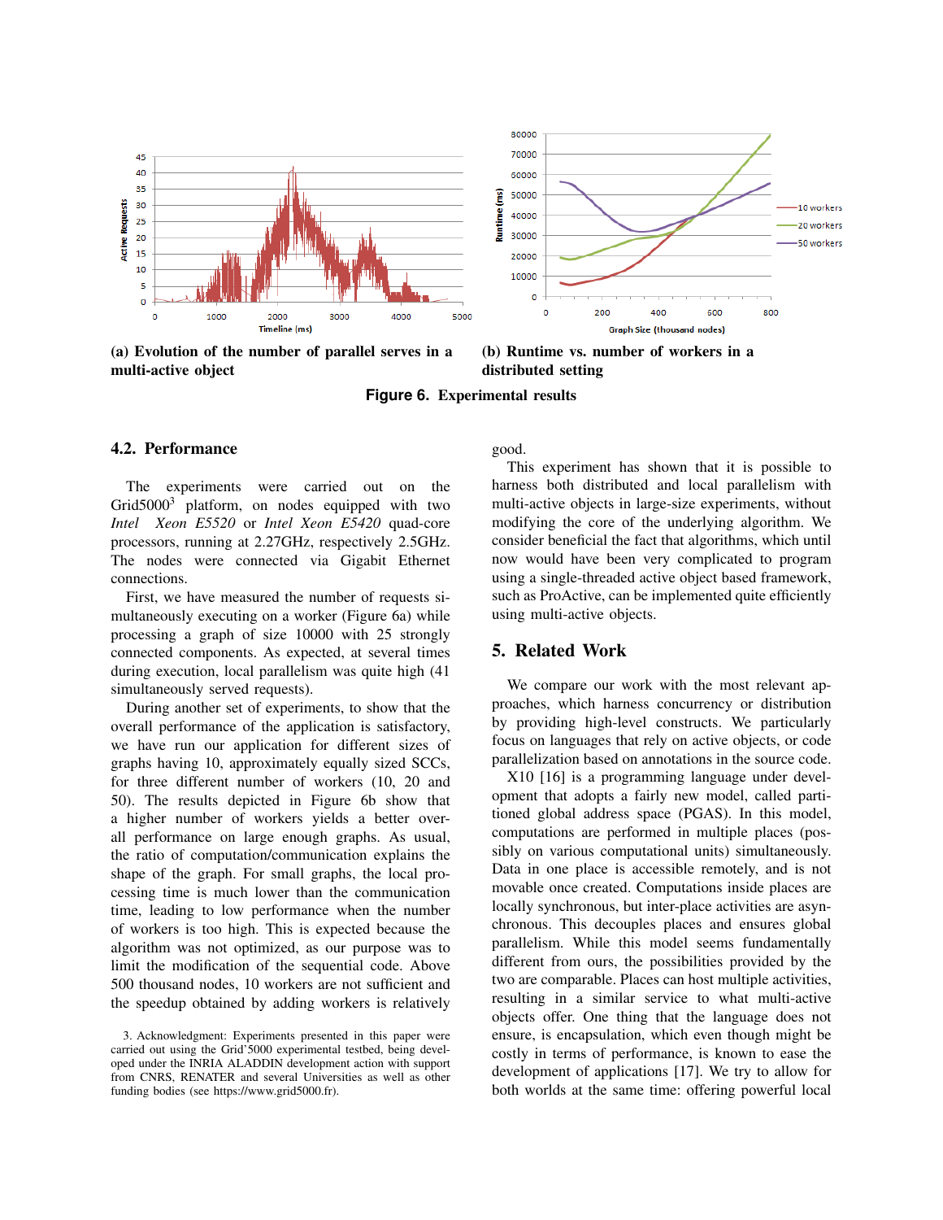(a) **Evolution of the number of parallel serves in a multi-active object**

(b) **Runtime vs. number of workers in a distributed setting**

**Figure 6. Experimental results**

### 4.2. Performance

The experiments were carried out on the Grid5000[3] platform, on nodes equipped with two *Intel Xeon E5520* or *Intel Xeon E5420* quad-core processors, running at 2.27GHz, respectively 2.5GHz. The nodes were connected via Gigabit Ethernet connections.

First, we have measured the number of requests simultaneously executing on a worker (Figure 6a) while processing a graph of size 10000 with 25 strongly connected components. As expected, at several times during execution, local parallelism was quite high (41 simultaneously served requests).

During another set of experiments, to show that the overall performance of the application is satisfactory, we have run our application for different sizes of graphs having 10, approximately equally sized SCCs, for three different number of workers (10, 20 and 50). The results depicted in Figure 6b show that a higher number of workers yields a better overall performance on large enough graphs. As usual, the ratio of computation/communication explains the shape of the graph. For small graphs, the local processing time is much lower than the communication time, leading to low performance when the number of workers is too high. This is expected because the algorithm was not optimized, as our purpose was to limit the modification of the sequential code. Above 500 thousand nodes, 10 workers are not sufficient and the speedup obtained by adding workers is relatively good.

This experiment has shown that it is possible to harness both distributed and local parallelism with multi-active objects in large-size experiments, without modifying the core of the underlying algorithm. We consider beneficial the fact that algorithms, which until now would have been very complicated to program using a single-threaded active object based framework, such as ProActive, can be implemented quite efficiently using multi-active objects.

## 5. Related Work

We compare our work with the most relevant approaches, which harness concurrency or distribution by providing high-level constructs. We particularly focus on languages that rely on active objects, or code parallelization based on annotations in the source code.

X10 [16] is a programming language under development that adopts a fairly new model, called partitioned global address space (PGAS). In this model, computations are performed in multiple places (possibly on various computational units) simultaneously. Data in one place is accessible remotely, and is not movable once created. Computations inside places are locally synchronous, but inter-place activities are asynchronous. This decouples places and ensures global parallelism. While this model seems fundamentally different from ours, the possibilities provided by the two are comparable. Places can host multiple activities, resulting in a similar service to what multi-active objects offer. One thing that the language does not ensure, is encapsulation, which even though might be costly in terms of performance, is known to ease the development of applications [17]. We try to allow for both worlds at the same time: offering powerful local

3. Acknowledgment: Experiments presented in this paper were carried out using the Grid'5000 experimental testbed, being developed under the INRIA ALADDIN development action with support from CNRS, RENATER and several Universities as well as other funding bodies (see https://www.grid5000.fr).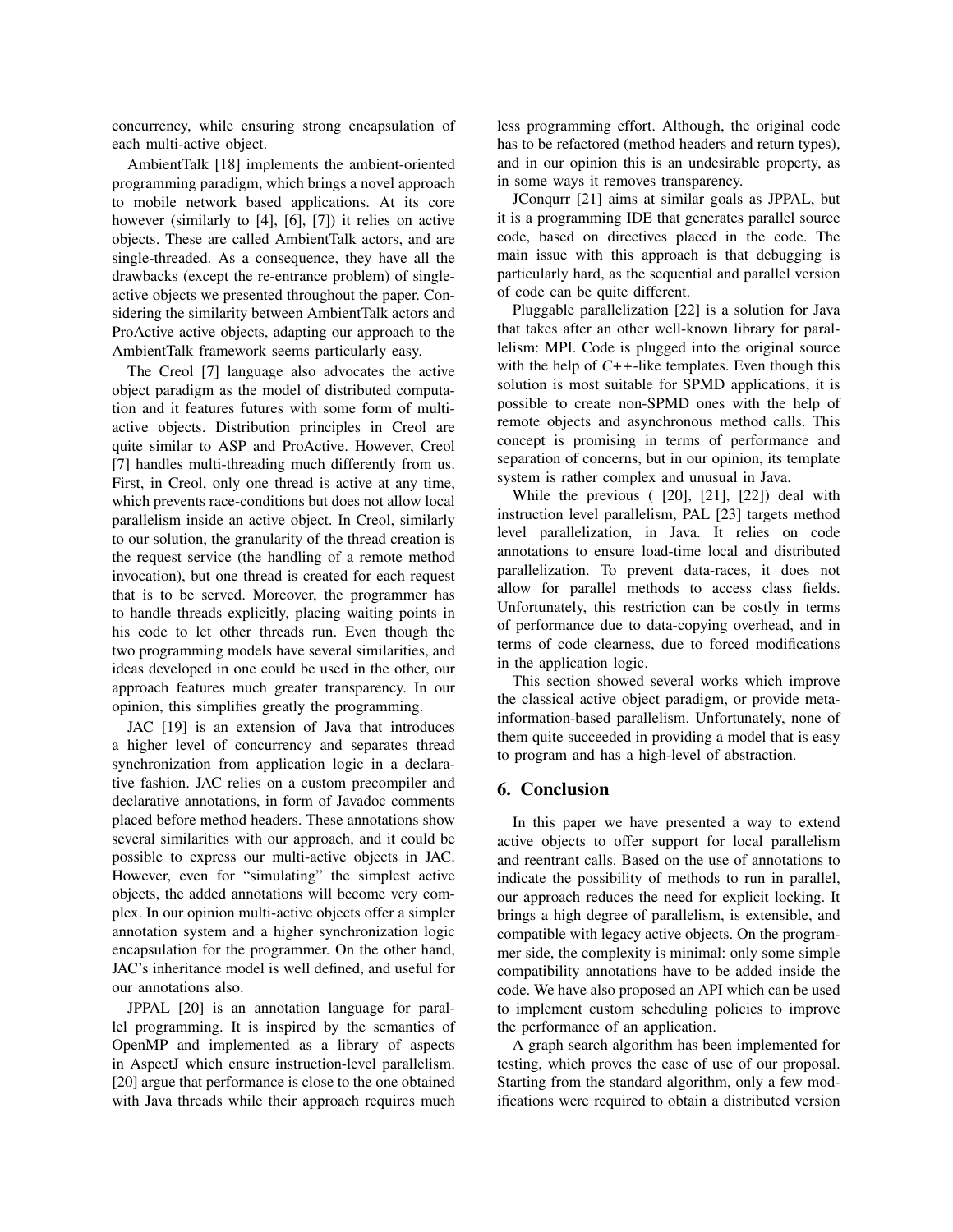concurrency, while ensuring strong encapsulation of each multi-active object.

AmbientTalk [18] implements the ambient-oriented programming paradigm, which brings a novel approach to mobile network based applications. At its core however (similarly to [4], [6], [7]) it relies on active objects. These are called AmbientTalk actors, and are single-threaded. As a consequence, they have all the drawbacks (except the re-entrance problem) of single-active objects we presented throughout the paper. Considering the similarity between AmbientTalk actors and ProActive active objects, adapting our approach to the AmbientTalk framework seems particularly easy.

The Creol [7] language also advocates the active object paradigm as the model of distributed computation and it features futures with some form of multi-active objects. Distribution principles in Creol are quite similar to ASP and ProActive. However, Creol [7] handles multi-threading much differently from us. First, in Creol, only one thread is active at any time, which prevents race-conditions but does not allow local parallelism inside an active object. In Creol, similarly to our solution, the granularity of the thread creation is the request service (the handling of a remote method invocation), but one thread is created for each request that is to be served. Moreover, the programmer has to handle threads explicitly, placing waiting points in his code to let other threads run. Even though the two programming models have several similarities, and ideas developed in one could be used in the other, our approach features much greater transparency. In our opinion, this simplifies greatly the programming.

JAC [19] is an extension of Java that introduces a higher level of concurrency and separates thread synchronization from application logic in a declarative fashion. JAC relies on a custom precompiler and declarative annotations, in form of Javadoc comments placed before method headers. These annotations show several similarities with our approach, and it could be possible to express our multi-active objects in JAC. However, even for "simulating" the simplest active objects, the added annotations will become very complex. In our opinion multi-active objects offer a simpler annotation system and a higher synchronization logic encapsulation for the programmer. On the other hand, JAC's inheritance model is well defined, and useful for our annotations also.

JPPAL [20] is an annotation language for parallel programming. It is inspired by the semantics of OpenMP and implemented as a library of aspects in AspectJ which ensure instruction-level parallelism. [20] argue that performance is close to the one obtained with Java threads while their approach requires much less programming effort. Although, the original code has to be refactored (method headers and return types), and in our opinion this is an undesirable property, as in some ways it removes transparency.

JConqurr [21] aims at similar goals as JPPAL, but it is a programming IDE that generates parallel source code, based on directives placed in the code. The main issue with this approach is that debugging is particularly hard, as the sequential and parallel version of code can be quite different.

Pluggable parallelization [22] is a solution for Java that takes after an other well-known library for parallelism: MPI. Code is plugged into the original source with the help of *C++*-like templates. Even though this solution is most suitable for SPMD applications, it is possible to create non-SPMD ones with the help of remote objects and asynchronous method calls. This concept is promising in terms of performance and separation of concerns, but in our opinion, its template system is rather complex and unusual in Java.

While the previous ( [20], [21], [22]) deal with instruction level parallelism, PAL [23] targets method level parallelization, in Java. It relies on code annotations to ensure load-time local and distributed parallelization. To prevent data-races, it does not allow for parallel methods to access class fields. Unfortunately, this restriction can be costly in terms of performance due to data-copying overhead, and in terms of code clearness, due to forced modifications in the application logic.

This section showed several works which improve the classical active object paradigm, or provide meta-information-based parallelism. Unfortunately, none of them quite succeeded in providing a model that is easy to program and has a high-level of abstraction.

## 6. Conclusion

In this paper we have presented a way to extend active objects to offer support for local parallelism and reentrant calls. Based on the use of annotations to indicate the possibility of methods to run in parallel, our approach reduces the need for explicit locking. It brings a high degree of parallelism, is extensible, and compatible with legacy active objects. On the programmer side, the complexity is minimal: only some simple compatibility annotations have to be added inside the code. We have also proposed an API which can be used to implement custom scheduling policies to improve the performance of an application.

A graph search algorithm has been implemented for testing, which proves the ease of use of our proposal. Starting from the standard algorithm, only a few modifications were required to obtain a distributed version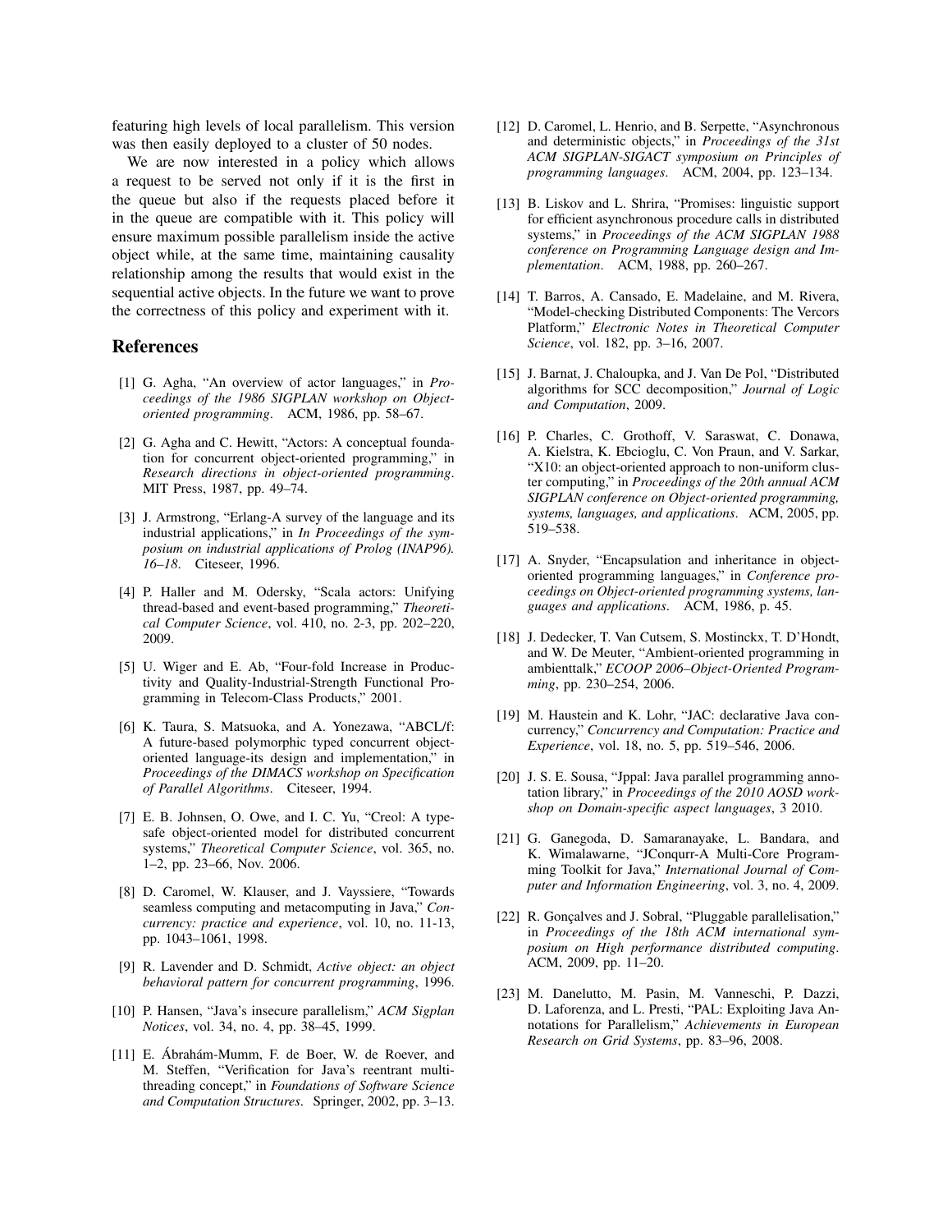featuring high levels of local parallelism. This version was then easily deployed to a cluster of 50 nodes.

We are now interested in a policy which allows a request to be served not only if it is the first in the queue but also if the requests placed before it in the queue are compatible with it. This policy will ensure maximum possible parallelism inside the active object while, at the same time, maintaining causality relationship among the results that would exist in the sequential active objects. In the future we want to prove the correctness of this policy and experiment with it.

## References

[1] G. Agha, "An overview of actor languages," in *Proceedings of the 1986 SIGPLAN workshop on Object-oriented programming*. ACM, 1986, pp. 58–67.

[2] G. Agha and C. Hewitt, "Actors: A conceptual foundation for concurrent object-oriented programming," in *Research directions in object-oriented programming*. MIT Press, 1987, pp. 49–74.

[3] J. Armstrong, "Erlang-A survey of the language and its industrial applications," in *In Proceedings of the symposium on industrial applications of Prolog (INAP96). 16–18*. Citeseer, 1996.

[4] P. Haller and M. Odersky, "Scala actors: Unifying thread-based and event-based programming," *Theoretical Computer Science*, vol. 410, no. 2-3, pp. 202–220, 2009.

[5] U. Wiger and E. Ab, "Four-fold Increase in Productivity and Quality-Industrial-Strength Functional Programming in Telecom-Class Products," 2001.

[6] K. Taura, S. Matsuoka, and A. Yonezawa, "ABCL/f: A future-based polymorphic typed concurrent object-oriented language-its design and implementation," in *Proceedings of the DIMACS workshop on Specification of Parallel Algorithms*. Citeseer, 1994.

[7] E. B. Johnsen, O. Owe, and I. C. Yu, "Creol: A type-safe object-oriented model for distributed concurrent systems," *Theoretical Computer Science*, vol. 365, no. 1–2, pp. 23–66, Nov. 2006.

[8] D. Caromel, W. Klauser, and J. Vayssiere, "Towards seamless computing and metacomputing in Java," *Concurrency: practice and experience*, vol. 10, no. 11-13, pp. 1043–1061, 1998.

[9] R. Lavender and D. Schmidt, *Active object: an object behavioral pattern for concurrent programming*, 1996.

[10] P. Hansen, "Java's insecure parallelism," *ACM Sigplan Notices*, vol. 34, no. 4, pp. 38–45, 1999.

[11] E. Ábrahám-Mumm, F. de Boer, W. de Roever, and M. Steffen, "Verification for Java's reentrant multithreading concept," in *Foundations of Software Science and Computation Structures*. Springer, 2002, pp. 3–13.

[12] D. Caromel, L. Henrio, and B. Serpette, "Asynchronous and deterministic objects," in *Proceedings of the 31st ACM SIGPLAN-SIGACT symposium on Principles of programming languages*. ACM, 2004, pp. 123–134.

[13] B. Liskov and L. Shrira, "Promises: linguistic support for efficient asynchronous procedure calls in distributed systems," in *Proceedings of the ACM SIGPLAN 1988 conference on Programming Language design and Implementation*. ACM, 1988, pp. 260–267.

[14] T. Barros, A. Cansado, E. Madelaine, and M. Rivera, "Model-checking Distributed Components: The Vercors Platform," *Electronic Notes in Theoretical Computer Science*, vol. 182, pp. 3–16, 2007.

[15] J. Barnat, J. Chaloupka, and J. Van De Pol, "Distributed algorithms for SCC decomposition," *Journal of Logic and Computation*, 2009.

[16] P. Charles, C. Grothoff, V. Saraswat, C. Donawa, A. Kielstra, K. Ebcioglu, C. Von Praun, and V. Sarkar, "X10: an object-oriented approach to non-uniform cluster computing," in *Proceedings of the 20th annual ACM SIGPLAN conference on Object-oriented programming, systems, languages, and applications*. ACM, 2005, pp. 519–538.

[17] A. Snyder, "Encapsulation and inheritance in object-oriented programming languages," in *Conference proceedings on Object-oriented programming systems, languages and applications*. ACM, 1986, p. 45.

[18] J. Dedecker, T. Van Cutsem, S. Mostinckx, T. D'Hondt, and W. De Meuter, "Ambient-oriented programming in ambienttalk," *ECOOP 2006–Object-Oriented Programming*, pp. 230–254, 2006.

[19] M. Haustein and K. Lohr, "JAC: declarative Java concurrency," *Concurrency and Computation: Practice and Experience*, vol. 18, no. 5, pp. 519–546, 2006.

[20] J. S. E. Sousa, "Jppal: Java parallel programming annotation library," in *Proceedings of the 2010 AOSD workshop on Domain-specific aspect languages*, 3 2010.

[21] G. Ganegoda, D. Samaranayake, L. Bandara, and K. Wimalawarne, "JConqurr-A Multi-Core Programming Toolkit for Java," *International Journal of Computer and Information Engineering*, vol. 3, no. 4, 2009.

[22] R. Gonçalves and J. Sobral, "Pluggable parallelisation," in *Proceedings of the 18th ACM international symposium on High performance distributed computing*. ACM, 2009, pp. 11–20.

[23] M. Danelutto, M. Pasin, M. Vanneschi, P. Dazzi, D. Laforenza, and L. Presti, "PAL: Exploiting Java Annotations for Parallelism," *Achievements in European Research on Grid Systems*, pp. 83–96, 2008.